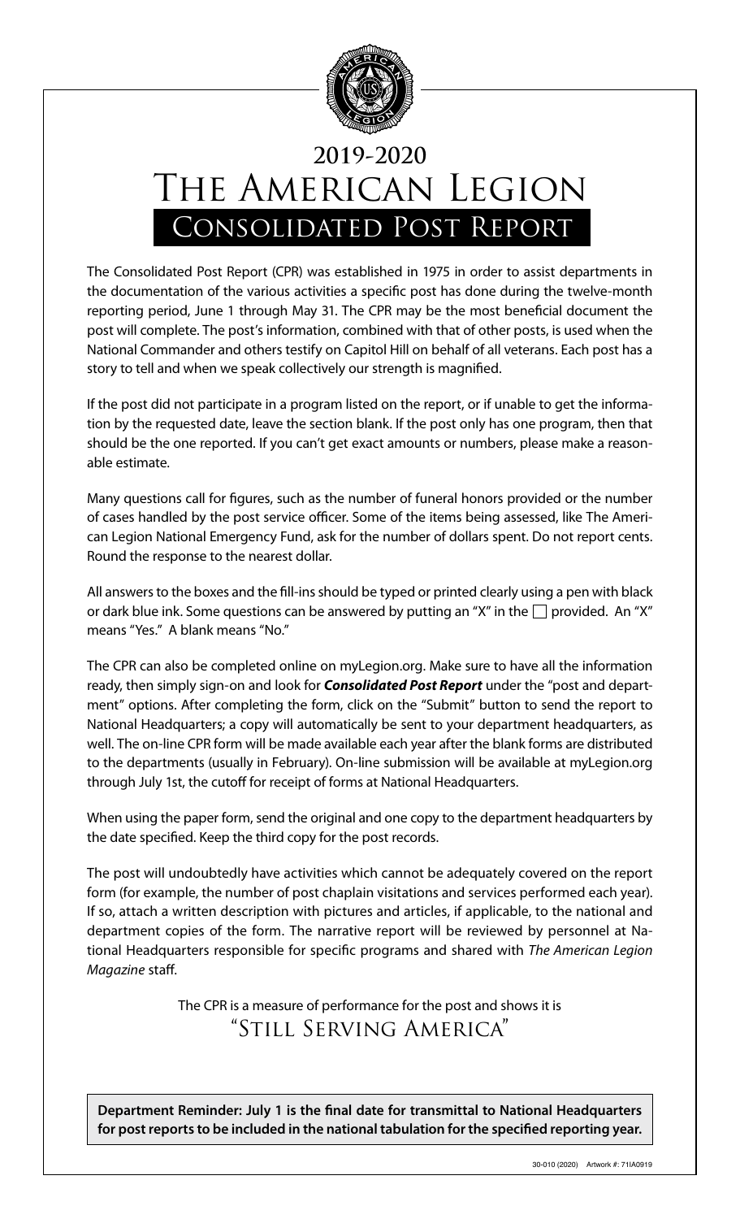# 2019-2020

# The American Legion

## Consolidated Post Report

The Consolidated Post Report (CPR) was established in 1975 in order to assist departments in the documentation of the various activities a specific post has done during the twelve-month reporting period, June 1 through May 31. The CPR may be the most beneficial document the post will complete. The post's information, combined with that of other posts, is used when the National Commander and others testify on Capitol Hill on behalf of all veterans. Each post has a story to tell and when we speak collectively our strength is magnified.

If the post did not participate in a program listed on the report, or if unable to get the information by the requested date, leave the section blank. If the post only has one program, then that should be the one reported. If you can't get exact amounts or numbers, please make a reasonable estimate.

Many questions call for figures, such as the number of funeral honors provided or the number of cases handled by the post service officer. Some of the items being assessed, like The American Legion National Emergency Fund, ask for the number of dollars spent. Do not report cents. Round the response to the nearest dollar.

All answers to the boxes and the fill-ins should be typed or printed clearly using a pen with black or dark blue ink. Some questions can be answered by putting an "X" in the ☐ provided. An "X" means "Yes." A blank means "No."

The CPR can also be completed online on myLegion.org. Make sure to have all the information ready, then simply sign-on and look for ***Consolidated Post Report*** under the "post and department" options. After completing the form, click on the "Submit" button to send the report to National Headquarters; a copy will automatically be sent to your department headquarters, as well. The on-line CPR form will be made available each year after the blank forms are distributed to the departments (usually in February). On-line submission will be available at myLegion.org through July 1st, the cutoff for receipt of forms at National Headquarters.

When using the paper form, send the original and one copy to the department headquarters by the date specified. Keep the third copy for the post records.

The post will undoubtedly have activities which cannot be adequately covered on the report form (for example, the number of post chaplain visitations and services performed each year). If so, attach a written description with pictures and articles, if applicable, to the national and department copies of the form. The narrative report will be reviewed by personnel at National Headquarters responsible for specific programs and shared with *The American Legion Magazine* staff.

The CPR is a measure of performance for the post and shows it is

"Still Serving America"

**Department Reminder: July 1 is the final date for transmittal to National Headquarters for post reports to be included in the national tabulation for the specified reporting year.**

30-010 (2020) Artwork #: 71IA0919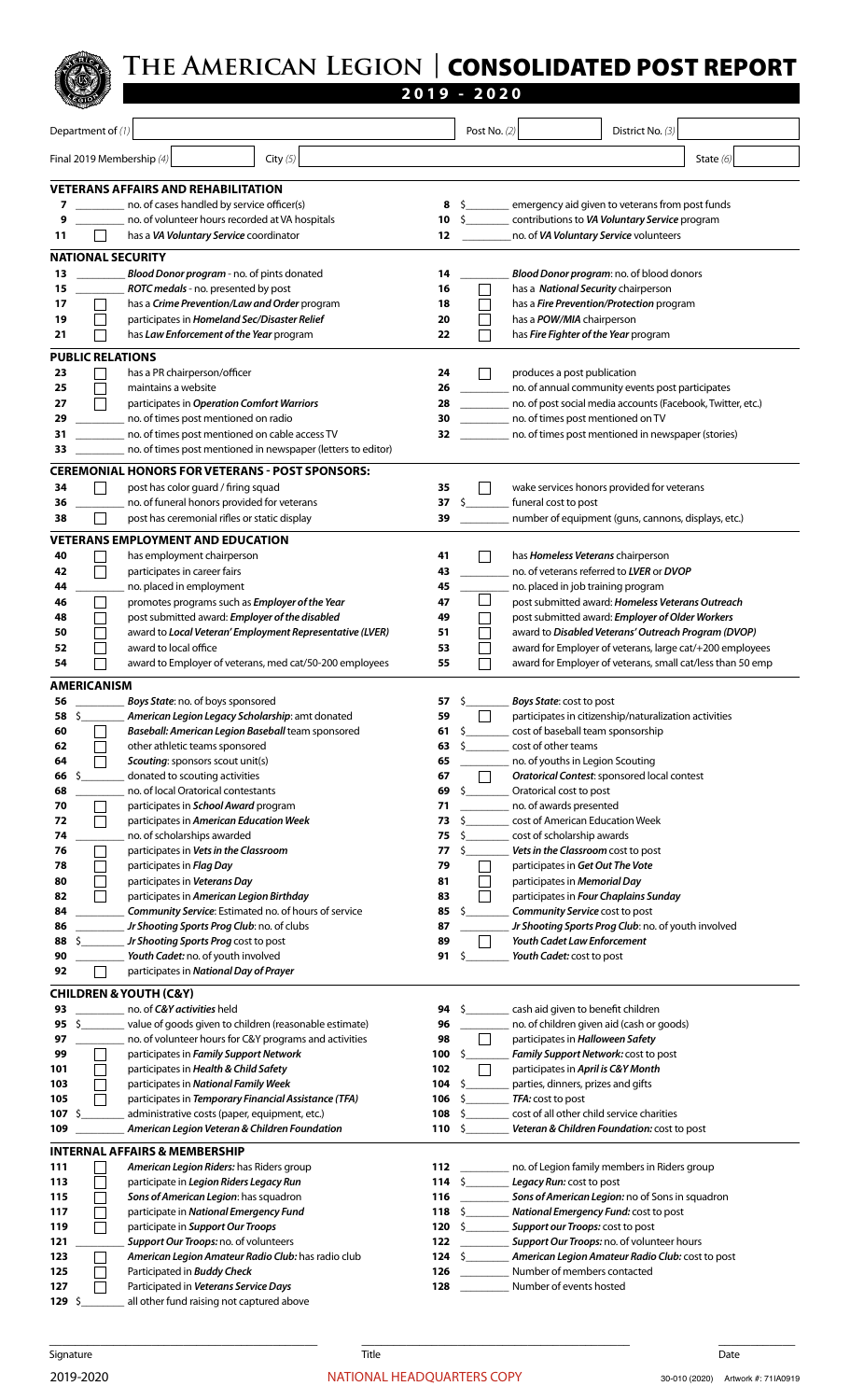# The American Legion | CONSOLIDATED POST REPORT

**2019 - 2020**

Department of *(1)* ______ Post No. *(2)* ______ District No. *(3)* ______

Final 2019 Membership *(4)* ______ City *(5)* ______ State *(6)* ______

## VETERANS AFFAIRS AND REHABILITATION

| | | | |
|---|---|---|---|
| **7** ______ no. of cases handled by service officer(s) | | **8** $______ emergency aid given to veterans from post funds | |
| **9** ______ no. of volunteer hours recorded at VA hospitals | | **10** $______ contributions to ***VA Voluntary Service*** program | |
| **11** ☐ has a ***VA Voluntary Service*** coordinator | | **12** ______ no. of ***VA Voluntary Service*** volunteers | |

## NATIONAL SECURITY

- **13** ______ ***Blood Donor program*** - no. of pints donated
- **14** ______ ***Blood Donor program***: no. of blood donors
- **15** ______ ***ROTC medals*** - no. presented by post
- **16** ☐ has a ***National Security*** chairperson
- **17** ☐ has a ***Crime Prevention/Law and Order*** program
- **18** ☐ has a ***Fire Prevention/Protection*** program
- **19** ☐ participates in ***Homeland Sec/Disaster Relief***
- **20** ☐ has a ***POW/MIA*** chairperson
- **21** ☐ has ***Law Enforcement of the Year*** program
- **22** ☐ has ***Fire Fighter of the Year*** program

## PUBLIC RELATIONS

- **23** ☐ has a PR chairperson/officer
- **24** ☐ produces a post publication
- **25** ☐ maintains a website
- **26** ______ no. of annual community events post participates
- **27** ☐ participates in ***Operation Comfort Warriors***
- **28** ______ no. of post social media accounts (Facebook, Twitter, etc.)
- **29** ______ no. of times post mentioned on radio
- **30** ______ no. of times post mentioned on TV
- **31** ______ no. of times post mentioned on cable access TV
- **32** ______ no. of times post mentioned in newspaper (stories)
- **33** ______ no. of times post mentioned in newspaper (letters to editor)

## CEREMONIAL HONORS FOR VETERANS - POST SPONSORS:

- **34** ☐ post has color guard / firing squad
- **35** ☐ wake services honors provided for veterans
- **36** ______ no. of funeral honors provided for veterans
- **37** $______ funeral cost to post
- **38** ☐ post has ceremonial rifles or static display
- **39** ______ number of equipment (guns, cannons, displays, etc.)

## VETERANS EMPLOYMENT AND EDUCATION

- **40** ☐ has employment chairperson
- **41** ☐ has ***Homeless Veterans*** chairperson
- **42** ☐ participates in career fairs
- **43** ______ no. of veterans referred to ***LVER*** or ***DVOP***
- **44** ______ no. placed in employment
- **45** ______ no. placed in job training program
- **46** ☐ promotes programs such as ***Employer of the Year***
- **47** ☐ post submitted award: ***Homeless Veterans Outreach***
- **48** ☐ post submitted award: ***Employer of the disabled***
- **49** ☐ post submitted award: ***Employer of Older Workers***
- **50** ☐ award to ***Local Veteran' Employment Representative (LVER)***
- **51** ☐ award to ***Disabled Veterans' Outreach Program (DVOP)***
- **52** ☐ award to local office
- **53** ☐ award for Employer of veterans, large cat/+200 employees
- **54** ☐ award to Employer of veterans, med cat/50-200 employees
- **55** ☐ award for Employer of veterans, small cat/less than 50 emp

## AMERICANISM

- **56** ______ ***Boys State***: no. of boys sponsored
- **57** $______ ***Boys State***: cost to post
- **58** $______ ***American Legion Legacy Scholarship***: amt donated
- **59** ☐ participates in citizenship/naturalization activities
- **60** ______ ***Baseball: American Legion Baseball*** team sponsored
- **61** $______ cost of baseball team sponsorship
- **62** ☐ other athletic teams sponsored
- **63** $______ cost of other teams
- **64** ☐ ***Scouting***: sponsors scout unit(s)
- **65** ______ no. of youths in Legion Scouting
- **66** $______ donated to scouting activities
- **67** ☐ ***Oratorical Contest***: sponsored local contest
- **68** ______ no. of local Oratorical contestants
- **69** $______ Oratorical cost to post
- **70** ☐ participates in ***School Award*** program
- **71** ______ no. of awards presented
- **72** ☐ participates in ***American Education Week***
- **73** $______ cost of American Education Week
- **74** ______ no. of scholarships awarded
- **75** $______ cost of scholarship awards
- **76** ☐ participates in ***Vets in the Classroom***
- **77** $______ ***Vets in the Classroom*** cost to post
- **78** ☐ participates in ***Flag Day***
- **79** ☐ participates in ***Get Out The Vote***
- **80** ☐ participates in ***Veterans Day***
- **81** ☐ participates in ***Memorial Day***
- **82** ☐ participates in ***American Legion Birthday***
- **83** ☐ participates in ***Four Chaplains Sunday***
- **84** ______ ***Community Service***: Estimated no. of hours of service
- **85** $______ ***Community Service*** cost to post
- **86** ______ ***Jr Shooting Sports Prog Club***: no. of clubs
- **87** ______ ***Jr Shooting Sports Prog Club***: no. of youth involved
- **88** $______ ***Jr Shooting Sports Prog*** cost to post
- **89** ☐ ***Youth Cadet Law Enforcement***
- **90** ______ ***Youth Cadet***: no. of youth involved
- **91** $______ ***Youth Cadet***: cost to post
- **92** ☐ participates in ***National Day of Prayer***

## CHILDREN & YOUTH (C&Y)

- **93** ______ no. of ***C&Y activities*** held
- **94** $______ cash aid given to benefit children
- **95** $______ value of goods given to children (reasonable estimate)
- **96** ______ no. of children given aid (cash or goods)
- **97** ______ no. of volunteer hours for C&Y programs and activities
- **98** ☐ participates in ***Halloween Safety***
- **99** ☐ participates in ***Family Support Network***
- **100** $______ ***Family Support Network:*** cost to post
- **101** ☐ participates in ***Health & Child Safety***
- **102** ☐ participates in ***April is C&Y Month***
- **103** ☐ participates in ***National Family Week***
- **104** $______ parties, dinners, prizes and gifts
- **105** ☐ participates in ***Temporary Financial Assistance (TFA)***
- **106** $______ ***TFA:*** cost to post
- **107** $______ administrative costs (paper, equipment, etc.)
- **108** $______ cost of all other child service charities
- **109** ______ ***American Legion Veteran & Children Foundation***
- **110** $______ ***Veteran & Children Foundation:*** cost to post

## INTERNAL AFFAIRS & MEMBERSHIP

- **111** ☐ ***American Legion Riders:*** has Riders group
- **112** ______ no. of Legion family members in Riders group
- **113** ☐ participate in ***Legion Riders Legacy Run***
- **114** $______ ***Legacy Run:*** cost to post
- **115** ☐ ***Sons of American Legion:*** has squadron
- **116** ______ ***Sons of American Legion:*** no of Sons in squadron
- **117** ☐ participate in ***National Emergency Fund***
- **118** $______ ***National Emergency Fund:*** cost to post
- **119** ☐ participate in ***Support Our Troops***
- **120** $______ ***Support our Troops:*** cost to post
- **121** ______ ***Support Our Troops:*** no. of volunteers
- **122** ______ ***Support Our Troops:*** no. of volunteer hours
- **123** ☐ ***American Legion Amateur Radio Club:*** has radio club
- **124** $______ ***American Legion Amateur Radio Club:*** cost to post
- **125** ☐ Participated in ***Buddy Check***
- **126** ______ Number of members contacted
- **127** ☐ Participated in ***Veterans Service Days***
- **128** ______ Number of events hosted
- **129** $______ all other fund raising not captured above

Signature ______ Title ______ Date ______

2019-2020 NATIONAL HEADQUARTERS COPY 30-010 (2020) Artwork #: 71IA0919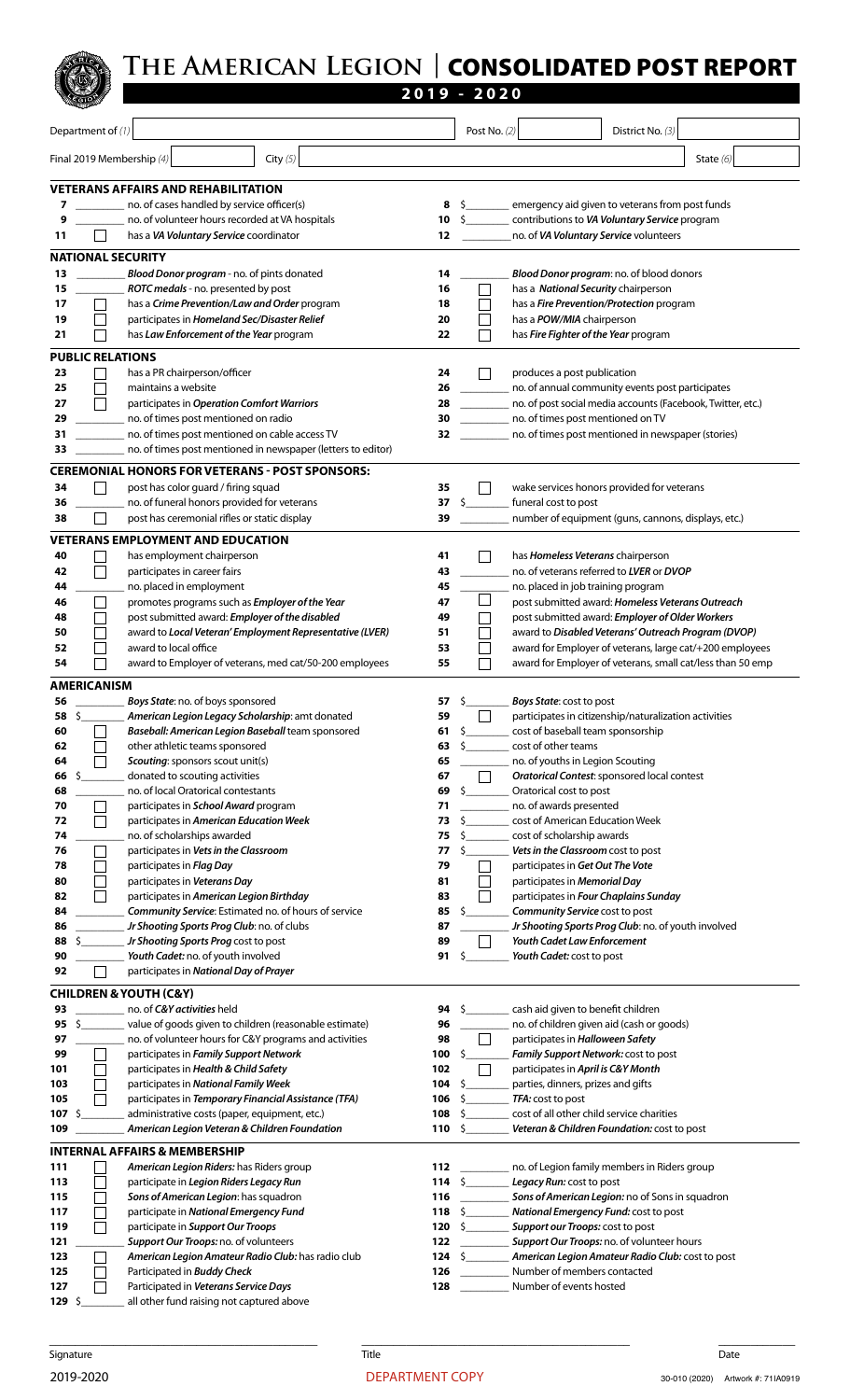# THE AMERICAN LEGION | CONSOLIDATED POST REPORT

## 2019 - 2020

Department of *(1)* ______ Post No. *(2)* ______ District No. *(3)* ______

Final 2019 Membership *(4)* ______ City *(5)* ______ State *(6)* ______

### VETERANS AFFAIRS AND REHABILITATION

- **7** ______ no. of cases handled by service officer(s)
- **8** $______ emergency aid given to veterans from post funds
- **9** ______ no. of volunteer hours recorded at VA hospitals
- **10** $______ contributions to ***VA Voluntary Service*** program
- **11** ☐ has a ***VA Voluntary Service*** coordinator
- **12** ______ no. of ***VA Voluntary Service*** volunteers

### NATIONAL SECURITY

- **13** ______ ***Blood Donor program*** - no. of pints donated
- **14** ______ ***Blood Donor program***: no. of blood donors
- **15** ______ ***ROTC medals*** - no. presented by post
- **16** ☐ has a ***National Security*** chairperson
- **17** ☐ has a ***Crime Prevention/Law and Order*** program
- **18** ☐ has a ***Fire Prevention/Protection*** program
- **19** ☐ participates in ***Homeland Sec/Disaster Relief***
- **20** ☐ has a ***POW/MIA*** chairperson
- **21** ☐ has ***Law Enforcement of the Year*** program
- **22** ☐ has ***Fire Fighter of the Year*** program

### PUBLIC RELATIONS

- **23** ☐ has a PR chairperson/officer
- **24** ☐ produces a post publication
- **25** ☐ maintains a website
- **26** ______ no. of annual community events post participates
- **27** ☐ participates in ***Operation Comfort Warriors***
- **28** ______ no. of post social media accounts (Facebook, Twitter, etc.)
- **29** ______ no. of times post mentioned on radio
- **30** ______ no. of times post mentioned on TV
- **31** ______ no. of times post mentioned on cable access TV
- **32** ______ no. of times post mentioned in newspaper (stories)
- **33** ______ no. of times post mentioned in newspaper (letters to editor)

### CEREMONIAL HONORS FOR VETERANS - POST SPONSORS:

- **34** ☐ post has color guard / firing squad
- **35** ☐ wake services honors provided for veterans
- **36** ______ no. of funeral honors provided for veterans
- **37** $______ funeral cost to post
- **38** ☐ post has ceremonial rifles or static display
- **39** ______ number of equipment (guns, cannons, displays, etc.)

### VETERANS EMPLOYMENT AND EDUCATION

- **40** ☐ has employment chairperson
- **41** ☐ has ***Homeless Veterans*** chairperson
- **42** ☐ participates in career fairs
- **43** ______ no. of veterans referred to ***LVER*** or ***DVOP***
- **44** ______ no. placed in employment
- **45** ______ no. placed in job training program
- **46** ☐ promotes programs such as ***Employer of the Year***
- **47** ☐ post submitted award: ***Homeless Veterans Outreach***
- **48** ☐ post submitted award: ***Employer of the disabled***
- **49** ☐ post submitted award: ***Employer of Older Workers***
- **50** ☐ award to ***Local Veteran' Employment Representative (LVER)***
- **51** ☐ award to ***Disabled Veterans' Outreach Program (DVOP)***
- **52** ☐ award to local office
- **53** ☐ award for Employer of veterans, large cat/+200 employees
- **54** ☐ award to Employer of veterans, med cat/50-200 employees
- **55** ☐ award for Employer of veterans, small cat/less than 50 emp

### AMERICANISM

- **56** ______ ***Boys State***: no. of boys sponsored
- **57** $______ ***Boys State***: cost to post
- **58** $______ ***American Legion Legacy Scholarship***: amt donated
- **59** ☐ participates in citizenship/naturalization activities
- **60** ☐ ***Baseball: American Legion Baseball*** team sponsored
- **61** $______ cost of baseball team sponsorship
- **62** ☐ other athletic teams sponsored
- **63** $______ cost of other teams
- **64** ☐ ***Scouting***: sponsors scout unit(s)
- **65** ______ no. of youths in Legion Scouting
- **66** $______ donated to scouting activities
- **67** ☐ ***Oratorical Contest***: sponsored local contest
- **68** ______ no. of local Oratorical contestants
- **69** $______ Oratorical cost to post
- **70** ☐ participates in ***School Award*** program
- **71** ______ no. of awards presented
- **72** ☐ participates in ***American Education Week***
- **73** $______ cost of American Education Week
- **74** ______ no. of scholarships awarded
- **75** $______ cost of scholarship awards
- **76** ☐ participates in ***Vets in the Classroom***
- **77** $______ ***Vets in the Classroom*** cost to post
- **78** ☐ participates in ***Flag Day***
- **79** ☐ participates in ***Get Out The Vote***
- **80** ☐ participates in ***Veterans Day***
- **81** ☐ participates in ***Memorial Day***
- **82** ☐ participates in ***American Legion Birthday***
- **83** ☐ participates in ***Four Chaplains Sunday***
- **84** ______ ***Community Service***: Estimated no. of hours of service
- **85** $______ ***Community Service*** cost to post
- **86** ______ ***Jr Shooting Sports Prog Club***: no. of clubs
- **87** ______ ***Jr Shooting Sports Prog Club***: no. of youth involved
- **88** $______ ***Jr Shooting Sports Prog*** cost to post
- **89** ☐ ***Youth Cadet Law Enforcement***
- **90** ______ ***Youth Cadet:*** no. of youth involved
- **91** $______ ***Youth Cadet:*** cost to post
- **92** ☐ participates in ***National Day of Prayer***

### CHILDREN & YOUTH (C&Y)

- **93** ______ no. of ***C&Y activities*** held
- **94** $______ cash aid given to benefit children
- **95** $______ value of goods given to children (reasonable estimate)
- **96** ______ no. of children given aid (cash or goods)
- **97** ______ no. of volunteer hours for C&Y programs and activities
- **98** ☐ participates in ***Halloween Safety***
- **99** ☐ participates in ***Family Support Network***
- **100** $______ ***Family Support Network:*** cost to post
- **101** ☐ participates in ***Health & Child Safety***
- **102** ☐ participates in ***April is C&Y Month***
- **103** ☐ participates in ***National Family Week***
- **104** $______ parties, dinners, prizes and gifts
- **105** ☐ participates in ***Temporary Financial Assistance (TFA)***
- **106** $______ ***TFA:*** cost to post
- **107** $______ administrative costs (paper, equipment, etc.)
- **108** $______ cost of all other child service charities
- **109** ______ ***American Legion Veteran & Children Foundation***
- **110** $______ ***Veteran & Children Foundation:*** cost to post

### INTERNAL AFFAIRS & MEMBERSHIP

- **111** ☐ ***American Legion Riders:*** has Riders group
- **112** ______ no. of Legion family members in Riders group
- **113** ☐ participate in ***Legion Riders Legacy Run***
- **114** $______ ***Legacy Run:*** cost to post
- **115** ☐ ***Sons of American Legion***: has squadron
- **116** ______ ***Sons of American Legion:*** no of Sons in squadron
- **117** ☐ participate in ***National Emergency Fund***
- **118** $______ ***National Emergency Fund:*** cost to post
- **119** ☐ participate in ***Support Our Troops***
- **120** $______ ***Support our Troops:*** cost to post
- **121** ______ ***Support Our Troops:*** no. of volunteers
- **122** ______ ***Support Our Troops:*** no. of volunteer hours
- **123** ☐ ***American Legion Amateur Radio Club:*** has radio club
- **124** $______ ***American Legion Amateur Radio Club:*** cost to post
- **125** ☐ Participated in ***Buddy Check***
- **126** ______ Number of members contacted
- **127** ☐ Participated in ***Veterans Service Days***
- **128** ______ Number of events hosted
- **129** $______ all other fund raising not captured above

Signature ______ Title ______ Date ______

2019-2020 DEPARTMENT COPY 30-010 (2020) Artwork #: 71IA0919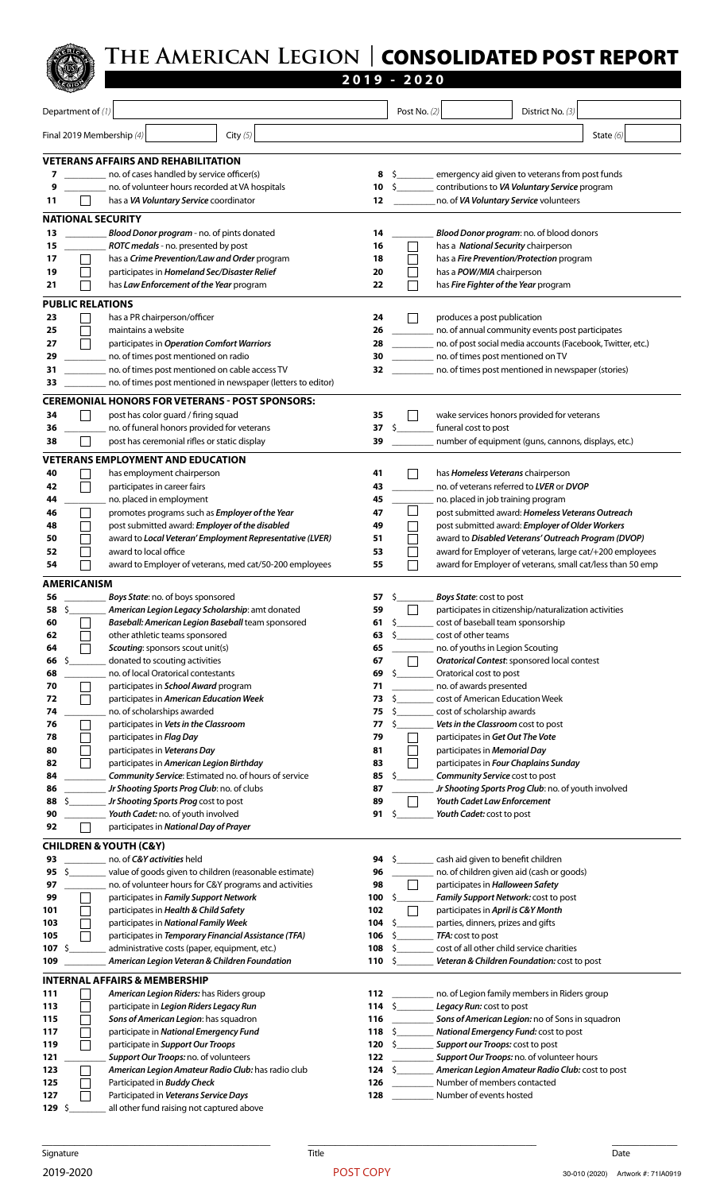# THE AMERICAN LEGION | CONSOLIDATED POST REPORT

**2019 - 2020**

Department of *(1)* ______ Post No. *(2)* ______ District No. *(3)* ______

Final 2019 Membership *(4)* ______ City *(5)* ______ State *(6)* ______

## VETERANS AFFAIRS AND REHABILITATION

7 ______ no. of cases handled by service officer(s)
8 $______ emergency aid given to veterans from post funds
9 ______ no. of volunteer hours recorded at VA hospitals
10 $______ contributions to ***VA Voluntary Service*** program
11 ☐ has a ***VA Voluntary Service*** coordinator
12 ______ no. of ***VA Voluntary Service*** volunteers

## NATIONAL SECURITY

13 ______ ***Blood Donor program*** - no. of pints donated
14 ______ ***Blood Donor program***: no. of blood donors
15 ______ ***ROTC medals*** - no. presented by post
16 ☐ has a ***National Security*** chairperson
17 ☐ has a ***Crime Prevention/Law and Order*** program
18 ☐ has a ***Fire Prevention/Protection*** program
19 ☐ participates in ***Homeland Sec/Disaster Relief***
20 ☐ has a ***POW/MIA*** chairperson
21 ☐ has ***Law Enforcement of the Year*** program
22 ☐ has ***Fire Fighter of the Year*** program

## PUBLIC RELATIONS

23 ☐ has a PR chairperson/officer
24 ☐ produces a post publication
25 ☐ maintains a website
26 ______ no. of annual community events post participates
27 ☐ participates in ***Operation Comfort Warriors***
28 ______ no. of post social media accounts (Facebook, Twitter, etc.)
29 ______ no. of times post mentioned on radio
30 ______ no. of times post mentioned on TV
31 ______ no. of times post mentioned on cable access TV
32 ______ no. of times post mentioned in newspaper (stories)
33 ______ no. of times post mentioned in newspaper (letters to editor)

## CEREMONIAL HONORS FOR VETERANS - POST SPONSORS:

34 ☐ post has color guard / firing squad
35 ☐ wake services honors provided for veterans
36 ______ no. of funeral honors provided for veterans
37 $______ funeral cost to post
38 ☐ post has ceremonial rifles or static display
39 ______ number of equipment (guns, cannons, displays, etc.)

## VETERANS EMPLOYMENT AND EDUCATION

40 ☐ has employment chairperson
41 ☐ has ***Homeless Veterans*** chairperson
42 ☐ participates in career fairs
43 ______ no. of veterans referred to ***LVER*** or ***DVOP***
44 ______ no. placed in employment
45 ______ no. placed in job training program
46 ☐ promotes programs such as ***Employer of the Year***
47 ☐ post submitted award: ***Homeless Veterans Outreach***
48 ☐ post submitted award: ***Employer of the disabled***
49 ☐ post submitted award: ***Employer of Older Workers***
50 ☐ award to ***Local Veteran' Employment Representative (LVER)***
51 ☐ award to ***Disabled Veterans' Outreach Program (DVOP)***
52 ☐ award to local office
53 ☐ award for Employer of veterans, large cat/+200 employees
54 ☐ award to Employer of veterans, med cat/50-200 employees
55 ☐ award for Employer of veterans, small cat/less than 50 emp

## AMERICANISM

56 ______ ***Boys State***: no. of boys sponsored
57 $______ ***Boys State***: cost to post
58 $______ ***American Legion Legacy Scholarship***: amt donated
59 ☐ participates in citizenship/naturalization activities
60 ☐ ***Baseball: American Legion Baseball*** team sponsored
61 $______ cost of baseball team sponsorship
62 ☐ other athletic teams sponsored
63 $______ cost of other teams
64 ☐ ***Scouting***: sponsors scout unit(s)
65 ______ no. of youths in Legion Scouting
66 $______ donated to scouting activities
67 ☐ ***Oratorical Contest***: sponsored local contest
68 ______ no. of local Oratorical contestants
69 $______ Oratorical cost to post
70 ☐ participates in ***School Award*** program
71 ______ no. of awards presented
72 ☐ participates in ***American Education Week***
73 $______ cost of American Education Week
74 ______ no. of scholarships awarded
75 $______ cost of scholarship awards
76 ☐ participates in ***Vets in the Classroom***
77 $______ ***Vets in the Classroom*** cost to post
78 ☐ participates in ***Flag Day***
79 ☐ participates in ***Get Out The Vote***
80 ☐ participates in ***Veterans Day***
81 ☐ participates in ***Memorial Day***
82 ☐ participates in ***American Legion Birthday***
83 ☐ participates in ***Four Chaplains Sunday***
84 ______ ***Community Service***: Estimated no. of hours of service
85 $______ ***Community Service*** cost to post
86 ______ ***Jr Shooting Sports Prog Club***: no. of clubs
87 ______ ***Jr Shooting Sports Prog Club***: no. of youth involved
88 $______ ***Jr Shooting Sports Prog*** cost to post
89 ☐ ***Youth Cadet Law Enforcement***
90 ______ ***Youth Cadet:*** no. of youth involved
91 $______ ***Youth Cadet:*** cost to post
92 ☐ participates in ***National Day of Prayer***

## CHILDREN & YOUTH (C&Y)

93 ______ no. of ***C&Y activities*** held
94 $______ cash aid given to benefit children
95 $______ value of goods given to children (reasonable estimate)
96 ______ no. of children given aid (cash or goods)
97 ______ no. of volunteer hours for C&Y programs and activities
98 ☐ participates in ***Halloween Safety***
99 ☐ participates in ***Family Support Network***
100 $______ ***Family Support Network:*** cost to post
101 ☐ participates in ***Health & Child Safety***
102 ☐ participates in ***April is C&Y Month***
103 ☐ participates in ***National Family Week***
104 $______ parties, dinners, prizes and gifts
105 ☐ participates in ***Temporary Financial Assistance (TFA)***
106 $______ ***TFA:*** cost to post
107 $______ administrative costs (paper, equipment, etc.)
108 $______ cost of all other child service charities
109 ______ ***American Legion Veteran & Children Foundation***
110 $______ ***Veteran & Children Foundation:*** cost to post

## INTERNAL AFFAIRS & MEMBERSHIP

111 ☐ ***American Legion Riders:*** has Riders group
112 ______ no. of Legion family members in Riders group
113 ☐ participate in ***Legion Riders Legacy Run***
114 $______ ***Legacy Run:*** cost to post
115 ☐ ***Sons of American Legion:*** has squadron
116 ______ ***Sons of American Legion:*** no of Sons in squadron
117 ☐ participate in ***National Emergency Fund***
118 $______ ***National Emergency Fund:*** cost to post
119 ☐ participate in ***Support Our Troops***
120 $______ ***Support our Troops:*** cost to post
121 ______ ***Support Our Troops:*** no. of volunteers
122 ______ ***Support Our Troops:*** no. of volunteer hours
123 ☐ ***American Legion Amateur Radio Club:*** has radio club
124 $______ ***American Legion Amateur Radio Club:*** cost to post
125 ☐ Participated in ***Buddy Check***
126 ______ Number of members contacted
127 ☐ Participated in ***Veterans Service Days***
128 ______ Number of events hosted
129 $______ all other fund raising not captured above

Signature ______ Title ______ Date ______

2019-2020 POST COPY 30-010 (2020) Artwork #: 71IA0919